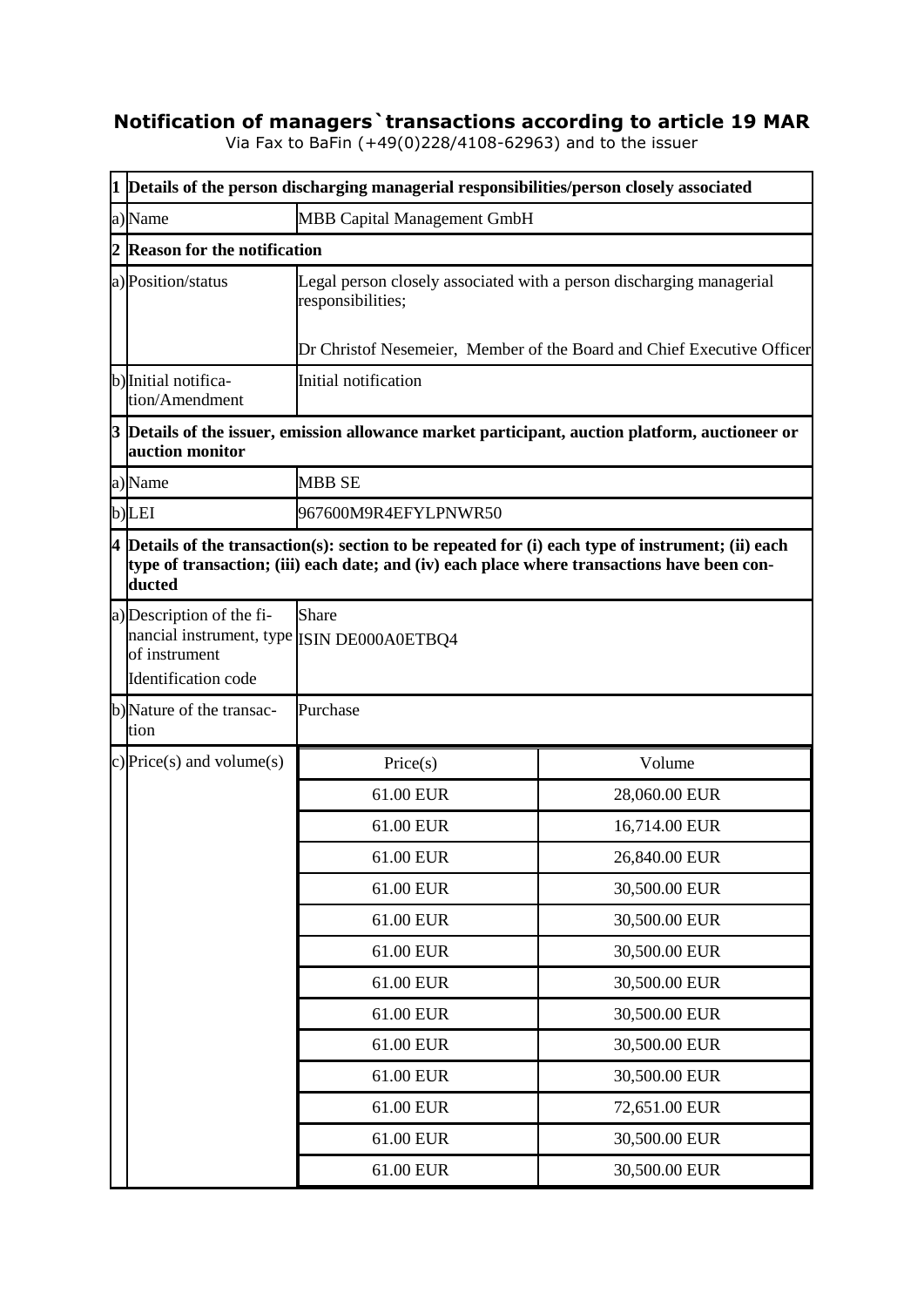# Notification of managers`transactions according to article 19 MAR

Via Fax to BaFin (+49(0)228/4108-62963) and to the issuer

| | | | |
|---|---|---|---|
| **1** | **Details of the person discharging managerial responsibilities/person closely associated** | | |
| a) | Name | MBB Capital Management GmbH | |
| **2** | **Reason for the notification** | | |
| a) | Position/status | Legal person closely associated with a person discharging managerial responsibilities;<br><br>Dr Christof Nesemeier, Member of the Board and Chief Executive Officer | |
| b) | Initial notification/Amendment | Initial notification | |
| **3** | **Details of the issuer, emission allowance market participant, auction platform, auctioneer or auction monitor** | | |
| a) | Name | MBB SE | |
| b) | LEI | 967600M9R4EFYLPNWR50 | |
| **4** | **Details of the transaction(s): section to be repeated for (i) each type of instrument; (ii) each type of transaction; (iii) each date; and (iv) each place where transactions have been conducted** | | |
| a) | Description of the financial instrument, type of instrument<br>Identification code | Share<br>ISIN DE000A0ETBQ4 | |
| b) | Nature of the transaction | Purchase | |
| c) | Price(s) and volume(s) | Price(s) | Volume |
| | | 61.00 EUR | 28,060.00 EUR |
| | | 61.00 EUR | 16,714.00 EUR |
| | | 61.00 EUR | 26,840.00 EUR |
| | | 61.00 EUR | 30,500.00 EUR |
| | | 61.00 EUR | 30,500.00 EUR |
| | | 61.00 EUR | 30,500.00 EUR |
| | | 61.00 EUR | 30,500.00 EUR |
| | | 61.00 EUR | 30,500.00 EUR |
| | | 61.00 EUR | 30,500.00 EUR |
| | | 61.00 EUR | 30,500.00 EUR |
| | | 61.00 EUR | 72,651.00 EUR |
| | | 61.00 EUR | 30,500.00 EUR |
| | | 61.00 EUR | 30,500.00 EUR |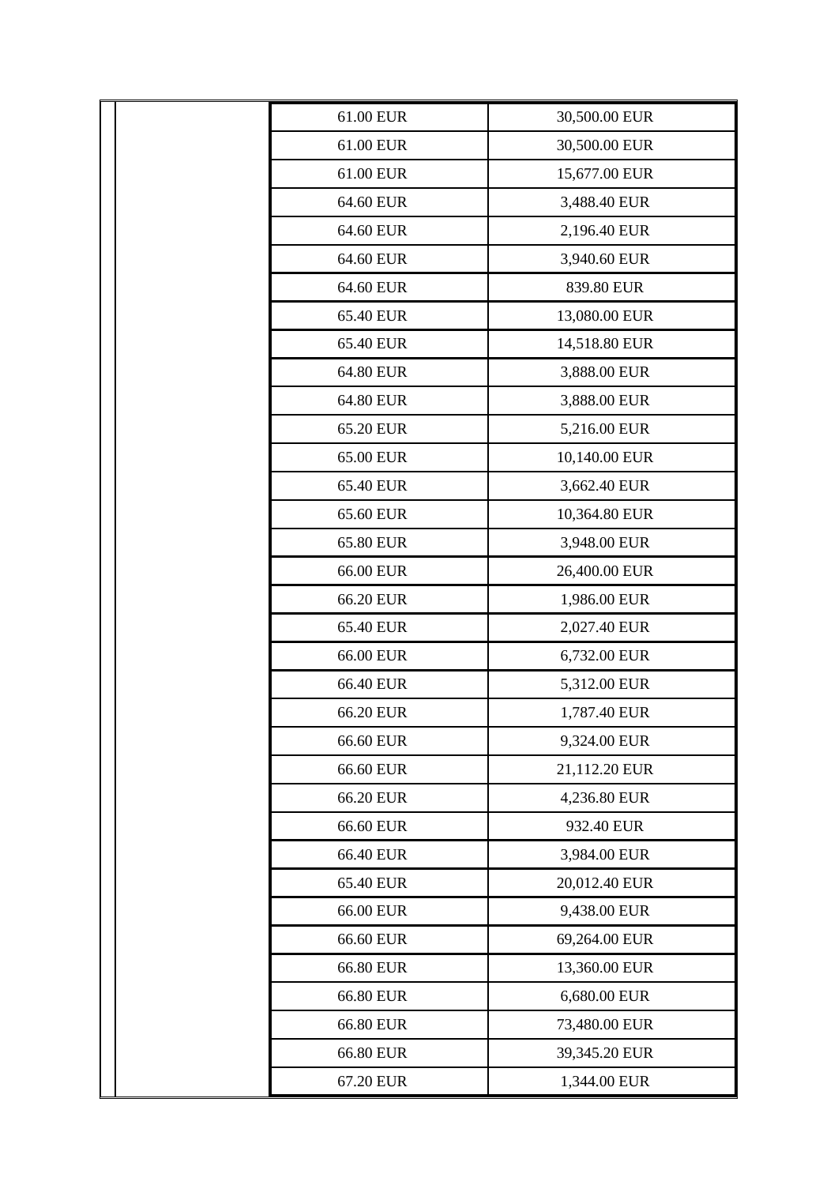| | | |
|---|---|---|
| | 61.00 EUR | 30,500.00 EUR |
| | 61.00 EUR | 30,500.00 EUR |
| | 61.00 EUR | 15,677.00 EUR |
| | 64.60 EUR | 3,488.40 EUR |
| | 64.60 EUR | 2,196.40 EUR |
| | 64.60 EUR | 3,940.60 EUR |
| | 64.60 EUR | 839.80 EUR |
| | 65.40 EUR | 13,080.00 EUR |
| | 65.40 EUR | 14,518.80 EUR |
| | 64.80 EUR | 3,888.00 EUR |
| | 64.80 EUR | 3,888.00 EUR |
| | 65.20 EUR | 5,216.00 EUR |
| | 65.00 EUR | 10,140.00 EUR |
| | 65.40 EUR | 3,662.40 EUR |
| | 65.60 EUR | 10,364.80 EUR |
| | 65.80 EUR | 3,948.00 EUR |
| | 66.00 EUR | 26,400.00 EUR |
| | 66.20 EUR | 1,986.00 EUR |
| | 65.40 EUR | 2,027.40 EUR |
| | 66.00 EUR | 6,732.00 EUR |
| | 66.40 EUR | 5,312.00 EUR |
| | 66.20 EUR | 1,787.40 EUR |
| | 66.60 EUR | 9,324.00 EUR |
| | 66.60 EUR | 21,112.20 EUR |
| | 66.20 EUR | 4,236.80 EUR |
| | 66.60 EUR | 932.40 EUR |
| | 66.40 EUR | 3,984.00 EUR |
| | 65.40 EUR | 20,012.40 EUR |
| | 66.00 EUR | 9,438.00 EUR |
| | 66.60 EUR | 69,264.00 EUR |
| | 66.80 EUR | 13,360.00 EUR |
| | 66.80 EUR | 6,680.00 EUR |
| | 66.80 EUR | 73,480.00 EUR |
| | 66.80 EUR | 39,345.20 EUR |
| | 67.20 EUR | 1,344.00 EUR |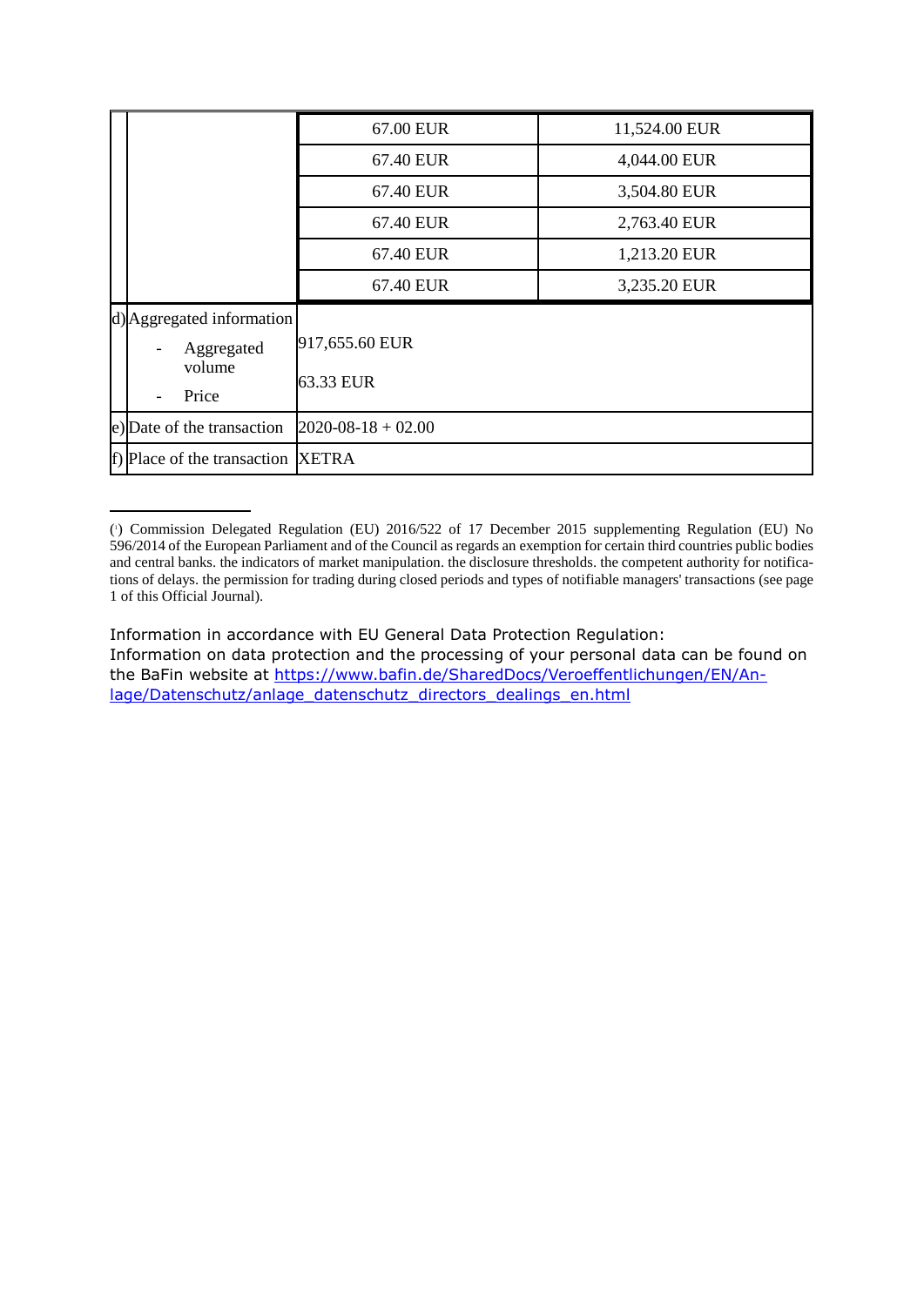| | | | |
|---|---|---|---|
| | | 67.00 EUR | 11,524.00 EUR |
| | | 67.40 EUR | 4,044.00 EUR |
| | | 67.40 EUR | 3,504.80 EUR |
| | | 67.40 EUR | 2,763.40 EUR |
| | | 67.40 EUR | 1,213.20 EUR |
| | | 67.40 EUR | 3,235.20 EUR |
| d) | Aggregated information<br>- Aggregated volume<br>- Price | 917,655.60 EUR<br>63.33 EUR | |
| e) | Date of the transaction | 2020-08-18 + 02.00 | |
| f) | Place of the transaction | XETRA | |

---

(¹) Commission Delegated Regulation (EU) 2016/522 of 17 December 2015 supplementing Regulation (EU) No 596/2014 of the European Parliament and of the Council as regards an exemption for certain third countries public bodies and central banks. the indicators of market manipulation. the disclosure thresholds. the competent authority for notifications of delays. the permission for trading during closed periods and types of notifiable managers' transactions (see page 1 of this Official Journal).

Information in accordance with EU General Data Protection Regulation:
Information on data protection and the processing of your personal data can be found on the BaFin website at [https://www.bafin.de/SharedDocs/Veroeffentlichungen/EN/Anlage/Datenschutz/anlage_datenschutz_directors_dealings_en.html](https://www.bafin.de/SharedDocs/Veroeffentlichungen/EN/Anlage/Datenschutz/anlage_datenschutz_directors_dealings_en.html)